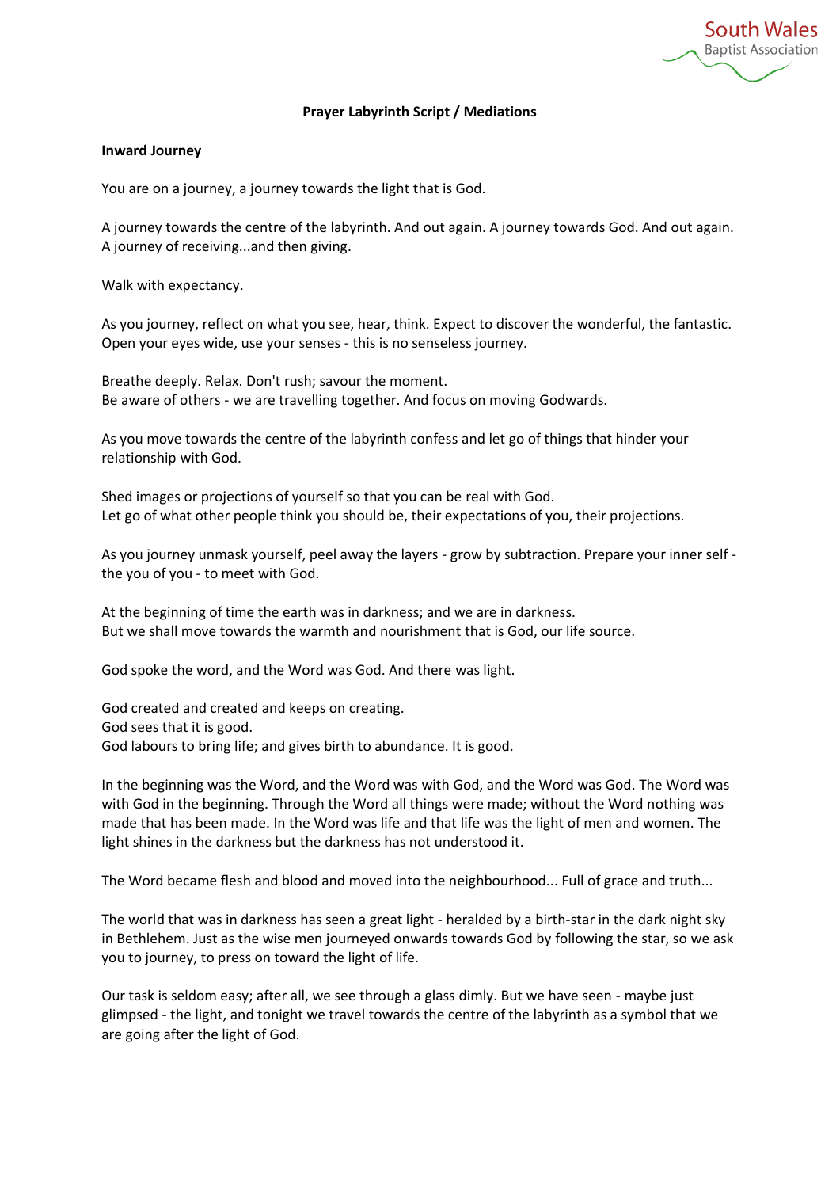South Wales Baptist Association

# Prayer Labyrinth Script / Mediations

## Inward Journey

You are on a journey, a journey towards the light that is God.

A journey towards the centre of the labyrinth. And out again. A journey towards God. And out again. A journey of receiving...and then giving.

Walk with expectancy.

As you journey, reflect on what you see, hear, think. Expect to discover the wonderful, the fantastic. Open your eyes wide, use your senses - this is no senseless journey.

Breathe deeply. Relax. Don't rush; savour the moment.
Be aware of others - we are travelling together. And focus on moving Godwards.

As you move towards the centre of the labyrinth confess and let go of things that hinder your relationship with God.

Shed images or projections of yourself so that you can be real with God.
Let go of what other people think you should be, their expectations of you, their projections.

As you journey unmask yourself, peel away the layers - grow by subtraction. Prepare your inner self - the you of you - to meet with God.

At the beginning of time the earth was in darkness; and we are in darkness.
But we shall move towards the warmth and nourishment that is God, our life source.

God spoke the word, and the Word was God. And there was light.

God created and created and keeps on creating.
God sees that it is good.
God labours to bring life; and gives birth to abundance. It is good.

In the beginning was the Word, and the Word was with God, and the Word was God. The Word was with God in the beginning. Through the Word all things were made; without the Word nothing was made that has been made. In the Word was life and that life was the light of men and women. The light shines in the darkness but the darkness has not understood it.

The Word became flesh and blood and moved into the neighbourhood... Full of grace and truth...

The world that was in darkness has seen a great light - heralded by a birth-star in the dark night sky in Bethlehem. Just as the wise men journeyed onwards towards God by following the star, so we ask you to journey, to press on toward the light of life.

Our task is seldom easy; after all, we see through a glass dimly. But we have seen - maybe just glimpsed - the light, and tonight we travel towards the centre of the labyrinth as a symbol that we are going after the light of God.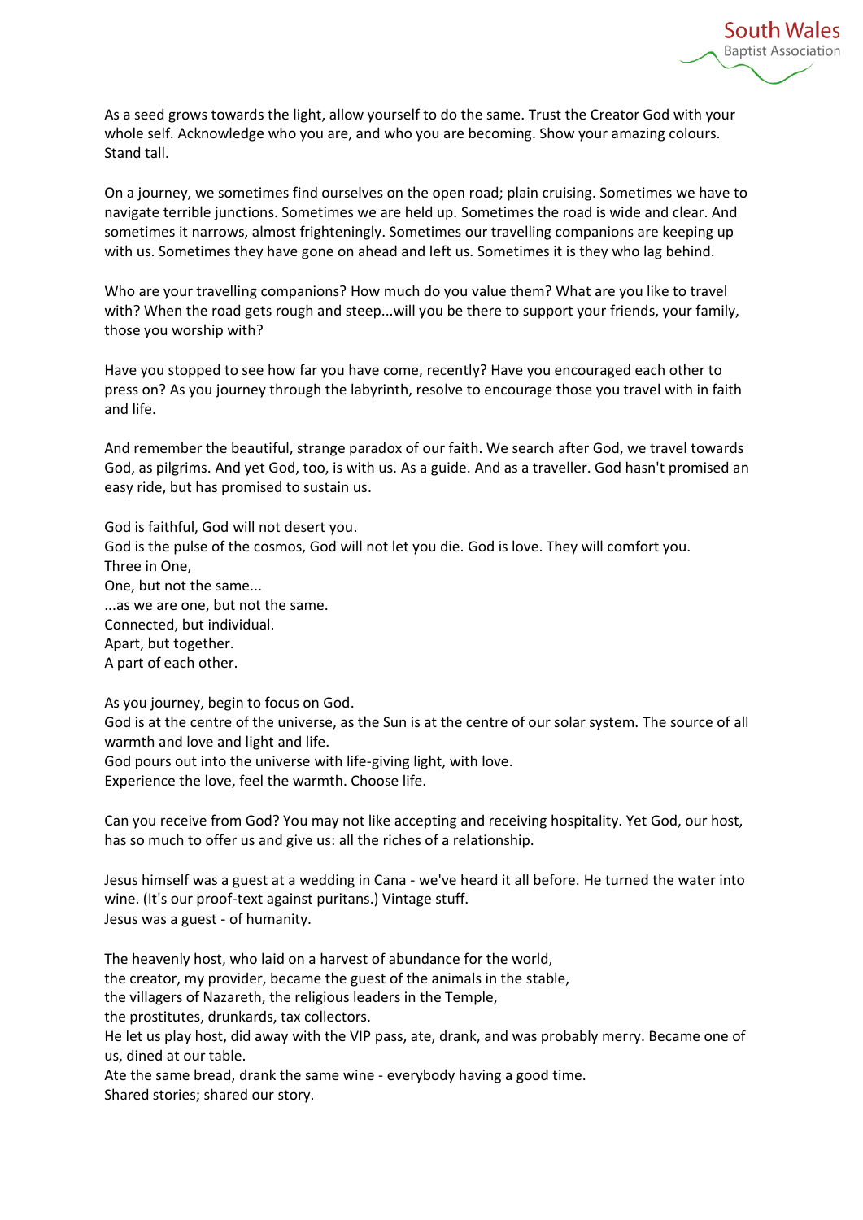As a seed grows towards the light, allow yourself to do the same. Trust the Creator God with your whole self. Acknowledge who you are, and who you are becoming. Show your amazing colours. Stand tall.

On a journey, we sometimes find ourselves on the open road; plain cruising. Sometimes we have to navigate terrible junctions. Sometimes we are held up. Sometimes the road is wide and clear. And sometimes it narrows, almost frighteningly. Sometimes our travelling companions are keeping up with us. Sometimes they have gone on ahead and left us. Sometimes it is they who lag behind.

Who are your travelling companions? How much do you value them? What are you like to travel with? When the road gets rough and steep...will you be there to support your friends, your family, those you worship with?

Have you stopped to see how far you have come, recently? Have you encouraged each other to press on? As you journey through the labyrinth, resolve to encourage those you travel with in faith and life.

And remember the beautiful, strange paradox of our faith. We search after God, we travel towards God, as pilgrims. And yet God, too, is with us. As a guide. And as a traveller. God hasn't promised an easy ride, but has promised to sustain us.

God is faithful, God will not desert you.  
God is the pulse of the cosmos, God will not let you die. God is love. They will comfort you.  
Three in One,  
One, but not the same...  
...as we are one, but not the same.  
Connected, but individual.  
Apart, but together.  
A part of each other.

As you journey, begin to focus on God.  
God is at the centre of the universe, as the Sun is at the centre of our solar system. The source of all warmth and love and light and life.  
God pours out into the universe with life-giving light, with love.  
Experience the love, feel the warmth. Choose life.

Can you receive from God? You may not like accepting and receiving hospitality. Yet God, our host, has so much to offer us and give us: all the riches of a relationship.

Jesus himself was a guest at a wedding in Cana - we've heard it all before. He turned the water into wine. (It's our proof-text against puritans.) Vintage stuff.  
Jesus was a guest - of humanity.

The heavenly host, who laid on a harvest of abundance for the world,  
the creator, my provider, became the guest of the animals in the stable,  
the villagers of Nazareth, the religious leaders in the Temple,  
the prostitutes, drunkards, tax collectors.  
He let us play host, did away with the VIP pass, ate, drank, and was probably merry. Became one of us, dined at our table.  
Ate the same bread, drank the same wine - everybody having a good time.  
Shared stories; shared our story.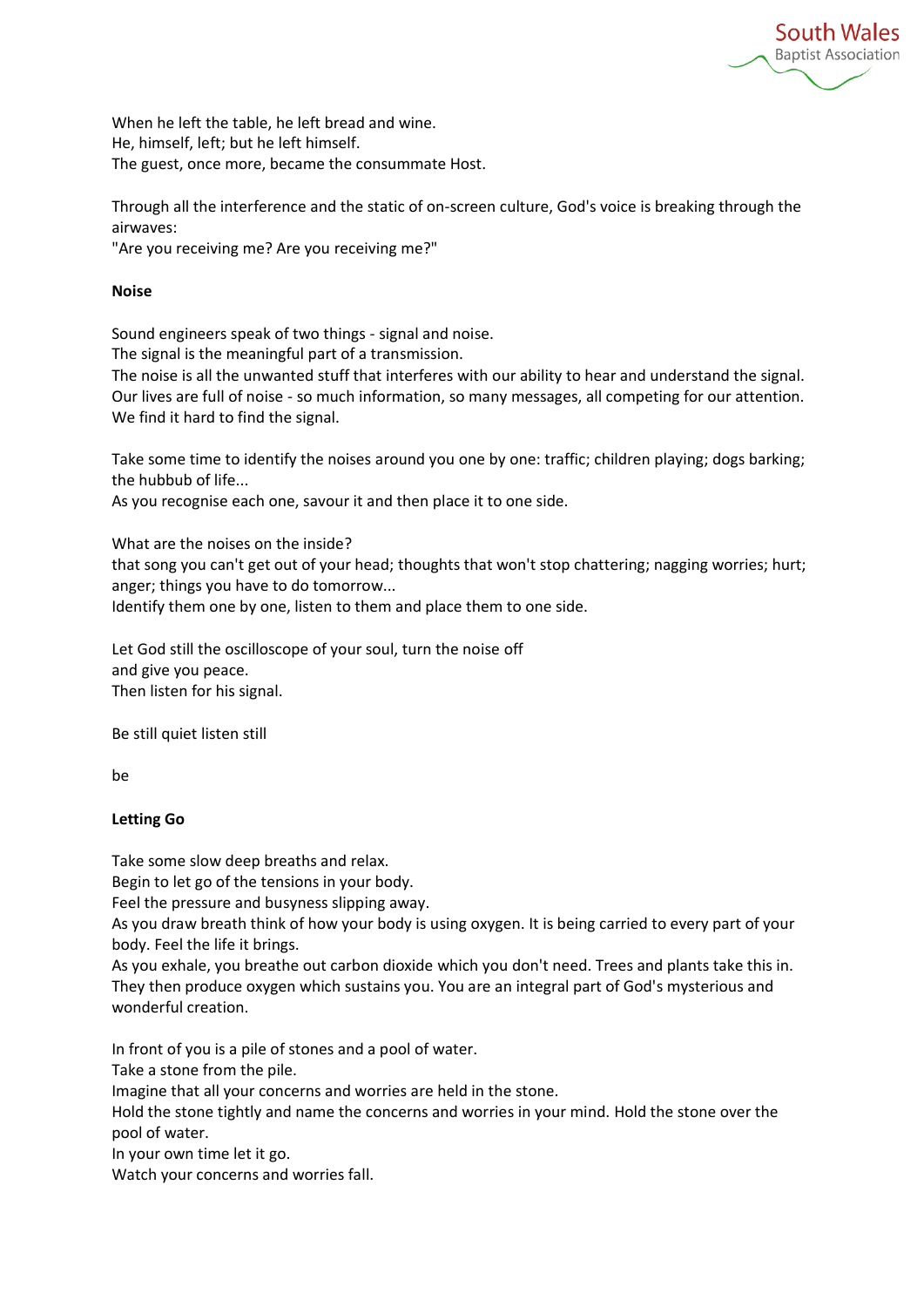When he left the table, he left bread and wine.
He, himself, left; but he left himself.
The guest, once more, became the consummate Host.

Through all the interference and the static of on-screen culture, God's voice is breaking through the airwaves:
"Are you receiving me? Are you receiving me?"

**Noise**

Sound engineers speak of two things - signal and noise.
The signal is the meaningful part of a transmission.
The noise is all the unwanted stuff that interferes with our ability to hear and understand the signal.
Our lives are full of noise - so much information, so many messages, all competing for our attention.
We find it hard to find the signal.

Take some time to identify the noises around you one by one: traffic; children playing; dogs barking; the hubbub of life...
As you recognise each one, savour it and then place it to one side.

What are the noises on the inside?
that song you can't get out of your head; thoughts that won't stop chattering; nagging worries; hurt; anger; things you have to do tomorrow...
Identify them one by one, listen to them and place them to one side.

Let God still the oscilloscope of your soul, turn the noise off
and give you peace.
Then listen for his signal.

Be still quiet listen still

be

**Letting Go**

Take some slow deep breaths and relax.
Begin to let go of the tensions in your body.
Feel the pressure and busyness slipping away.
As you draw breath think of how your body is using oxygen. It is being carried to every part of your body. Feel the life it brings.
As you exhale, you breathe out carbon dioxide which you don't need. Trees and plants take this in. They then produce oxygen which sustains you. You are an integral part of God's mysterious and wonderful creation.

In front of you is a pile of stones and a pool of water.
Take a stone from the pile.
Imagine that all your concerns and worries are held in the stone.
Hold the stone tightly and name the concerns and worries in your mind. Hold the stone over the pool of water.
In your own time let it go.
Watch your concerns and worries fall.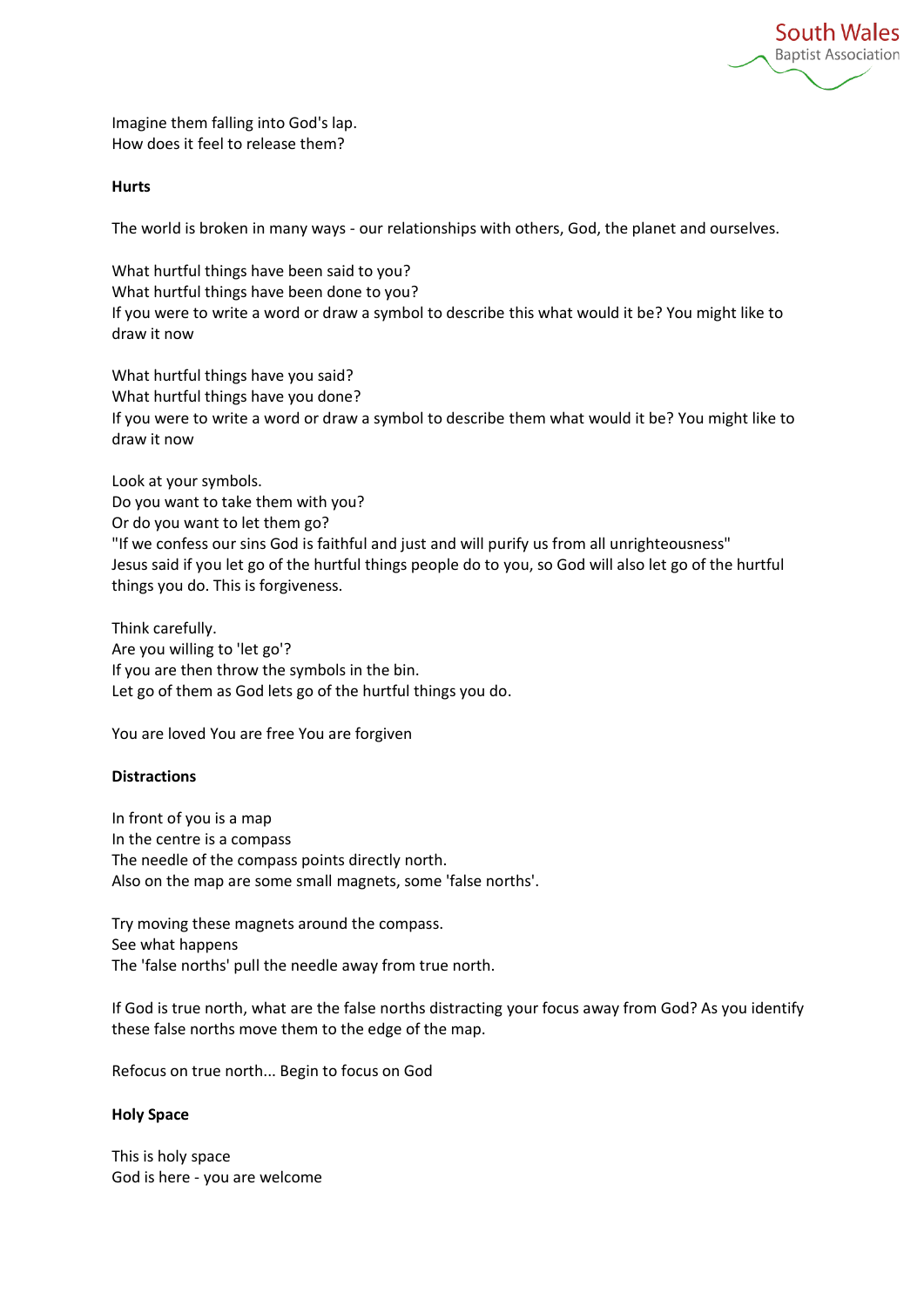Imagine them falling into God's lap.
How does it feel to release them?

**Hurts**

The world is broken in many ways - our relationships with others, God, the planet and ourselves.

What hurtful things have been said to you?
What hurtful things have been done to you?
If you were to write a word or draw a symbol to describe this what would it be? You might like to draw it now

What hurtful things have you said?
What hurtful things have you done?
If you were to write a word or draw a symbol to describe them what would it be? You might like to draw it now

Look at your symbols.
Do you want to take them with you?
Or do you want to let them go?
"If we confess our sins God is faithful and just and will purify us from all unrighteousness"
Jesus said if you let go of the hurtful things people do to you, so God will also let go of the hurtful things you do. This is forgiveness.

Think carefully.
Are you willing to 'let go'?
If you are then throw the symbols in the bin.
Let go of them as God lets go of the hurtful things you do.

You are loved You are free You are forgiven

**Distractions**

In front of you is a map
In the centre is a compass
The needle of the compass points directly north.
Also on the map are some small magnets, some 'false norths'.

Try moving these magnets around the compass.
See what happens
The 'false norths' pull the needle away from true north.

If God is true north, what are the false norths distracting your focus away from God? As you identify these false norths move them to the edge of the map.

Refocus on true north... Begin to focus on God

**Holy Space**

This is holy space
God is here - you are welcome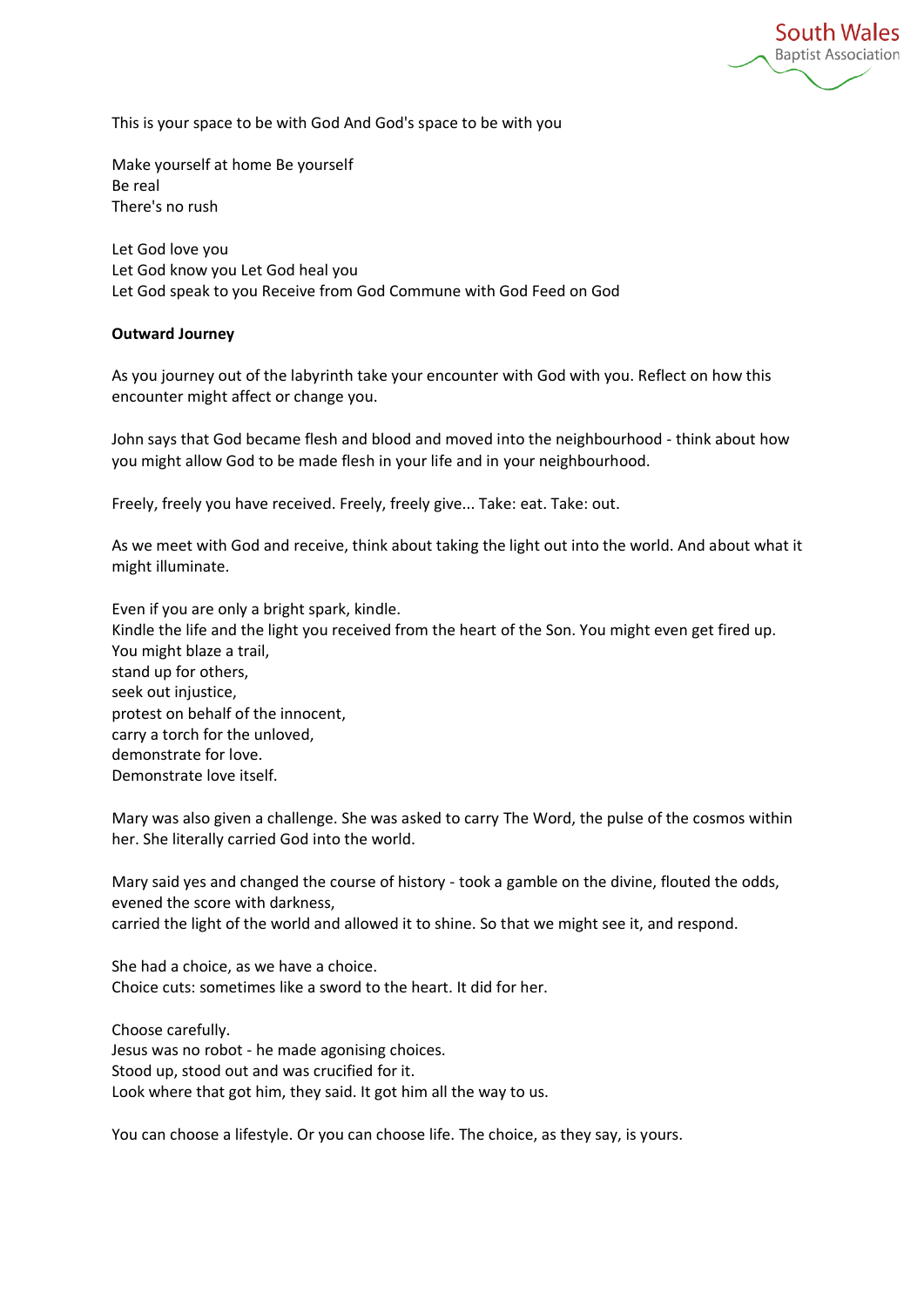This is your space to be with God And God's space to be with you

Make yourself at home Be yourself
Be real
There's no rush

Let God love you
Let God know you Let God heal you
Let God speak to you Receive from God Commune with God Feed on God

**Outward Journey**

As you journey out of the labyrinth take your encounter with God with you. Reflect on how this encounter might affect or change you.

John says that God became flesh and blood and moved into the neighbourhood - think about how you might allow God to be made flesh in your life and in your neighbourhood.

Freely, freely you have received. Freely, freely give... Take: eat. Take: out.

As we meet with God and receive, think about taking the light out into the world. And about what it might illuminate.

Even if you are only a bright spark, kindle.
Kindle the life and the light you received from the heart of the Son. You might even get fired up.
You might blaze a trail,
stand up for others,
seek out injustice,
protest on behalf of the innocent,
carry a torch for the unloved,
demonstrate for love.
Demonstrate love itself.

Mary was also given a challenge. She was asked to carry The Word, the pulse of the cosmos within her. She literally carried God into the world.

Mary said yes and changed the course of history - took a gamble on the divine, flouted the odds, evened the score with darkness,
carried the light of the world and allowed it to shine. So that we might see it, and respond.

She had a choice, as we have a choice.
Choice cuts: sometimes like a sword to the heart. It did for her.

Choose carefully.
Jesus was no robot - he made agonising choices.
Stood up, stood out and was crucified for it.
Look where that got him, they said. It got him all the way to us.

You can choose a lifestyle. Or you can choose life. The choice, as they say, is yours.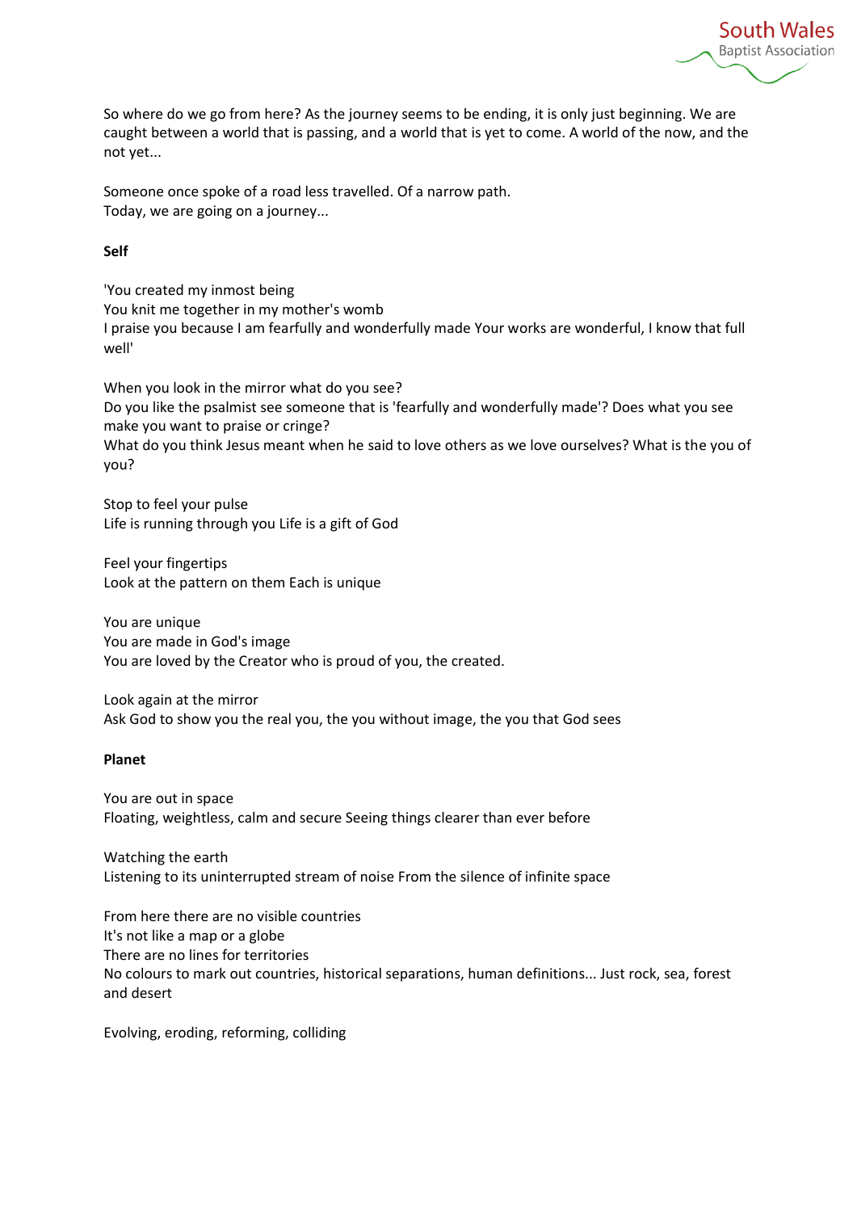So where do we go from here? As the journey seems to be ending, it is only just beginning. We are caught between a world that is passing, and a world that is yet to come. A world of the now, and the not yet...

Someone once spoke of a road less travelled. Of a narrow path.
Today, we are going on a journey...

**Self**

'You created my inmost being
You knit me together in my mother's womb
I praise you because I am fearfully and wonderfully made Your works are wonderful, I know that full well'

When you look in the mirror what do you see?
Do you like the psalmist see someone that is 'fearfully and wonderfully made'? Does what you see make you want to praise or cringe?
What do you think Jesus meant when he said to love others as we love ourselves? What is the you of you?

Stop to feel your pulse
Life is running through you Life is a gift of God

Feel your fingertips
Look at the pattern on them Each is unique

You are unique
You are made in God's image
You are loved by the Creator who is proud of you, the created.

Look again at the mirror
Ask God to show you the real you, the you without image, the you that God sees

**Planet**

You are out in space
Floating, weightless, calm and secure Seeing things clearer than ever before

Watching the earth
Listening to its uninterrupted stream of noise From the silence of infinite space

From here there are no visible countries
It's not like a map or a globe
There are no lines for territories
No colours to mark out countries, historical separations, human definitions... Just rock, sea, forest and desert

Evolving, eroding, reforming, colliding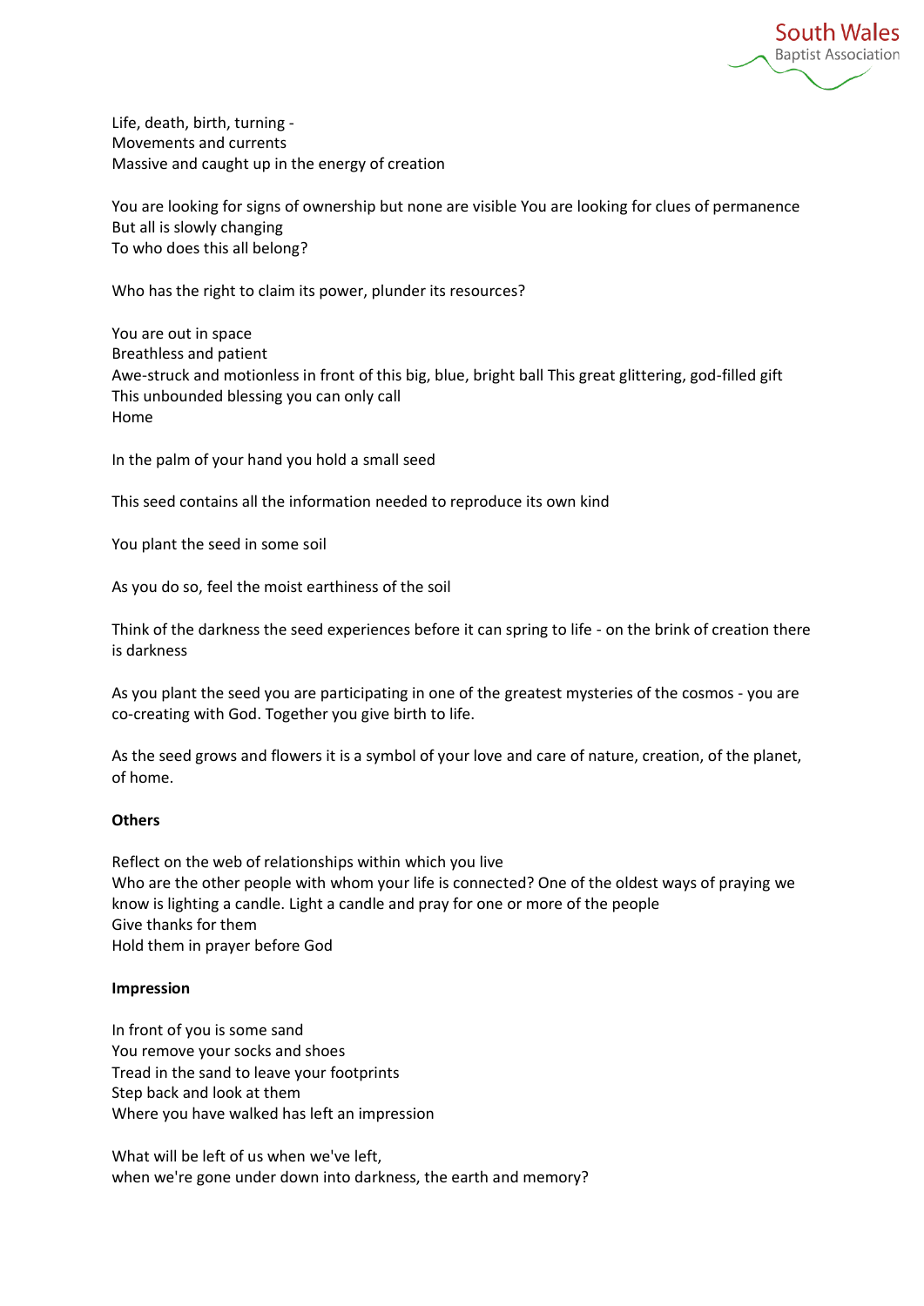Life, death, birth, turning -
Movements and currents
Massive and caught up in the energy of creation

You are looking for signs of ownership but none are visible You are looking for clues of permanence
But all is slowly changing
To who does this all belong?

Who has the right to claim its power, plunder its resources?

You are out in space
Breathless and patient
Awe-struck and motionless in front of this big, blue, bright ball This great glittering, god-filled gift
This unbounded blessing you can only call
Home

In the palm of your hand you hold a small seed

This seed contains all the information needed to reproduce its own kind

You plant the seed in some soil

As you do so, feel the moist earthiness of the soil

Think of the darkness the seed experiences before it can spring to life - on the brink of creation there is darkness

As you plant the seed you are participating in one of the greatest mysteries of the cosmos - you are co-creating with God. Together you give birth to life.

As the seed grows and flowers it is a symbol of your love and care of nature, creation, of the planet, of home.

**Others**

Reflect on the web of relationships within which you live
Who are the other people with whom your life is connected? One of the oldest ways of praying we know is lighting a candle. Light a candle and pray for one or more of the people
Give thanks for them
Hold them in prayer before God

**Impression**

In front of you is some sand
You remove your socks and shoes
Tread in the sand to leave your footprints
Step back and look at them
Where you have walked has left an impression

What will be left of us when we've left,
when we're gone under down into darkness, the earth and memory?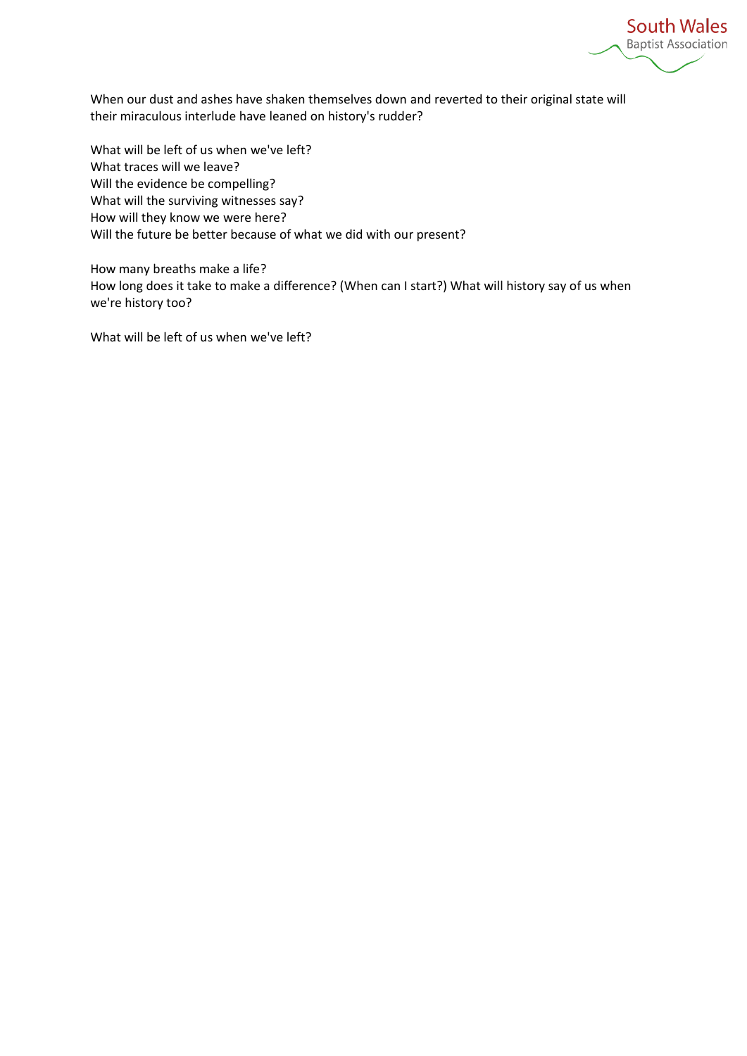When our dust and ashes have shaken themselves down and reverted to their original state will their miraculous interlude have leaned on history's rudder?

What will be left of us when we've left?  
What traces will we leave?  
Will the evidence be compelling?  
What will the surviving witnesses say?  
How will they know we were here?  
Will the future be better because of what we did with our present?

How many breaths make a life?  
How long does it take to make a difference? (When can I start?) What will history say of us when we're history too?

What will be left of us when we've left?